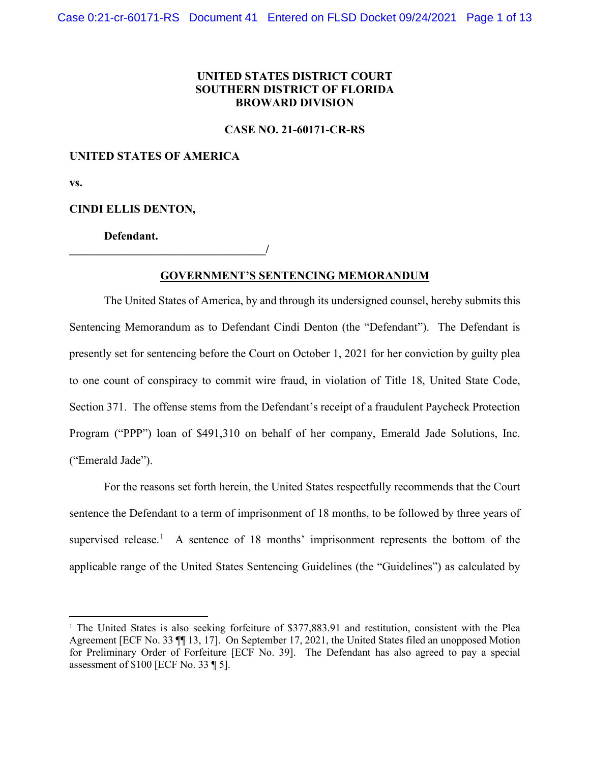**UNITED STATES DISTRICT COURT**
**SOUTHERN DISTRICT OF FLORIDA**
**BROWARD DIVISION**

**CASE NO. 21-60171-CR-RS**

**UNITED STATES OF AMERICA**

**vs.**

**CINDI ELLIS DENTON,**

**Defendant.**
**\_\_\_\_\_\_\_\_\_\_\_\_\_\_\_\_\_\_\_\_\_\_\_\_\_\_\_\_\_\_\_\_\_\_/**

## GOVERNMENT'S SENTENCING MEMORANDUM

The United States of America, by and through its undersigned counsel, hereby submits this Sentencing Memorandum as to Defendant Cindi Denton (the "Defendant"). The Defendant is presently set for sentencing before the Court on October 1, 2021 for her conviction by guilty plea to one count of conspiracy to commit wire fraud, in violation of Title 18, United State Code, Section 371. The offense stems from the Defendant's receipt of a fraudulent Paycheck Protection Program ("PPP") loan of $491,310 on behalf of her company, Emerald Jade Solutions, Inc. ("Emerald Jade").

For the reasons set forth herein, the United States respectfully recommends that the Court sentence the Defendant to a term of imprisonment of 18 months, to be followed by three years of supervised release.[1] A sentence of 18 months' imprisonment represents the bottom of the applicable range of the United States Sentencing Guidelines (the "Guidelines") as calculated by

---

[1] The United States is also seeking forfeiture of $377,883.91 and restitution, consistent with the Plea Agreement [ECF No. 33 ¶¶ 13, 17]. On September 17, 2021, the United States filed an unopposed Motion for Preliminary Order of Forfeiture [ECF No. 39]. The Defendant has also agreed to pay a special assessment of $100 [ECF No. 33 ¶ 5].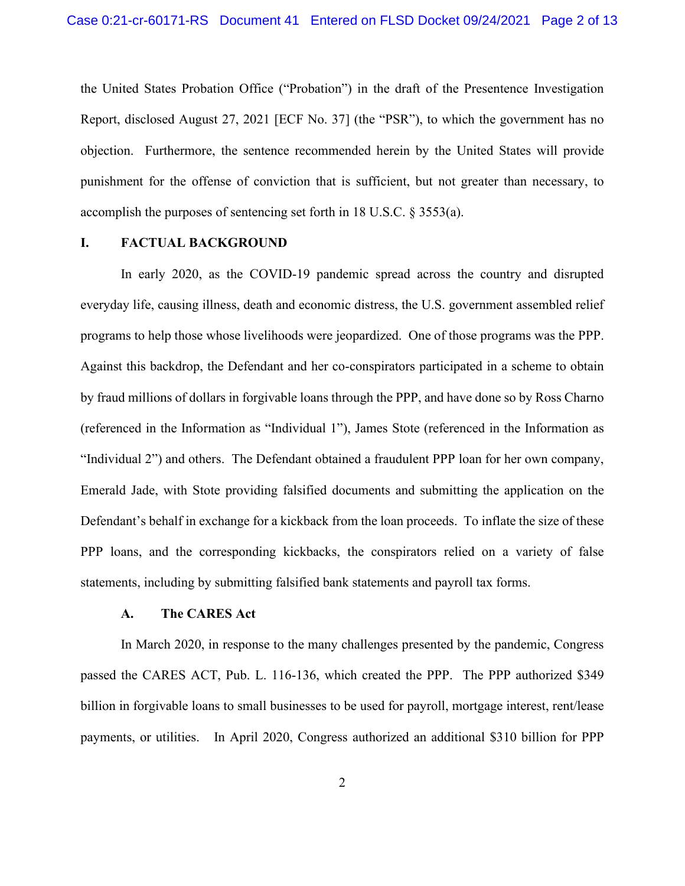the United States Probation Office ("Probation") in the draft of the Presentence Investigation Report, disclosed August 27, 2021 [ECF No. 37] (the "PSR"), to which the government has no objection. Furthermore, the sentence recommended herein by the United States will provide punishment for the offense of conviction that is sufficient, but not greater than necessary, to accomplish the purposes of sentencing set forth in 18 U.S.C. § 3553(a).

## I. FACTUAL BACKGROUND

In early 2020, as the COVID-19 pandemic spread across the country and disrupted everyday life, causing illness, death and economic distress, the U.S. government assembled relief programs to help those whose livelihoods were jeopardized. One of those programs was the PPP. Against this backdrop, the Defendant and her co-conspirators participated in a scheme to obtain by fraud millions of dollars in forgivable loans through the PPP, and have done so by Ross Charno (referenced in the Information as "Individual 1"), James Stote (referenced in the Information as "Individual 2") and others. The Defendant obtained a fraudulent PPP loan for her own company, Emerald Jade, with Stote providing falsified documents and submitting the application on the Defendant's behalf in exchange for a kickback from the loan proceeds. To inflate the size of these PPP loans, and the corresponding kickbacks, the conspirators relied on a variety of false statements, including by submitting falsified bank statements and payroll tax forms.

### A. The CARES Act

In March 2020, in response to the many challenges presented by the pandemic, Congress passed the CARES ACT, Pub. L. 116-136, which created the PPP. The PPP authorized $349 billion in forgivable loans to small businesses to be used for payroll, mortgage interest, rent/lease payments, or utilities. In April 2020, Congress authorized an additional $310 billion for PPP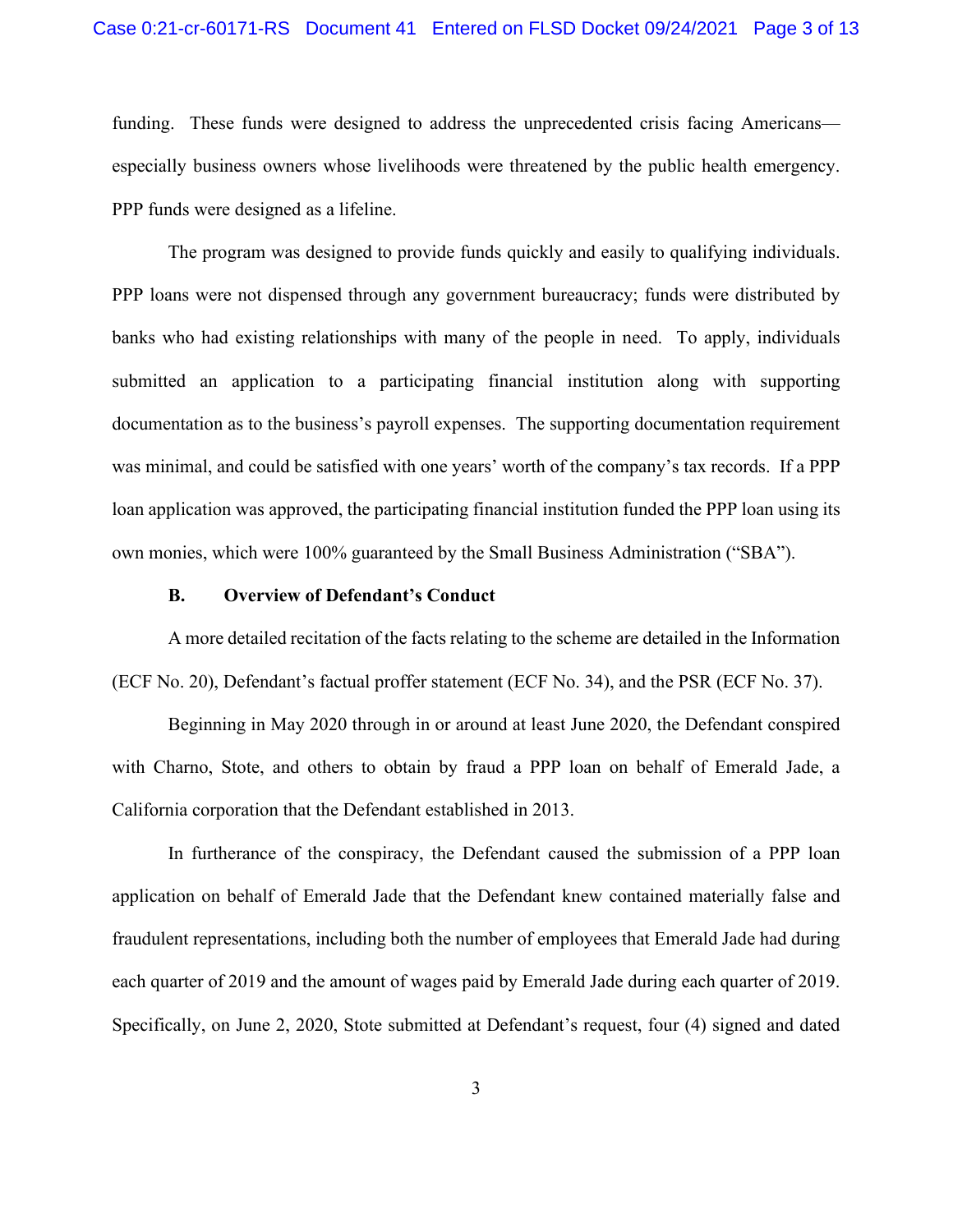funding. These funds were designed to address the unprecedented crisis facing Americans—especially business owners whose livelihoods were threatened by the public health emergency. PPP funds were designed as a lifeline.

The program was designed to provide funds quickly and easily to qualifying individuals. PPP loans were not dispensed through any government bureaucracy; funds were distributed by banks who had existing relationships with many of the people in need. To apply, individuals submitted an application to a participating financial institution along with supporting documentation as to the business's payroll expenses. The supporting documentation requirement was minimal, and could be satisfied with one years' worth of the company's tax records. If a PPP loan application was approved, the participating financial institution funded the PPP loan using its own monies, which were 100% guaranteed by the Small Business Administration ("SBA").

### B. Overview of Defendant's Conduct

A more detailed recitation of the facts relating to the scheme are detailed in the Information (ECF No. 20), Defendant's factual proffer statement (ECF No. 34), and the PSR (ECF No. 37).

Beginning in May 2020 through in or around at least June 2020, the Defendant conspired with Charno, Stote, and others to obtain by fraud a PPP loan on behalf of Emerald Jade, a California corporation that the Defendant established in 2013.

In furtherance of the conspiracy, the Defendant caused the submission of a PPP loan application on behalf of Emerald Jade that the Defendant knew contained materially false and fraudulent representations, including both the number of employees that Emerald Jade had during each quarter of 2019 and the amount of wages paid by Emerald Jade during each quarter of 2019. Specifically, on June 2, 2020, Stote submitted at Defendant's request, four (4) signed and dated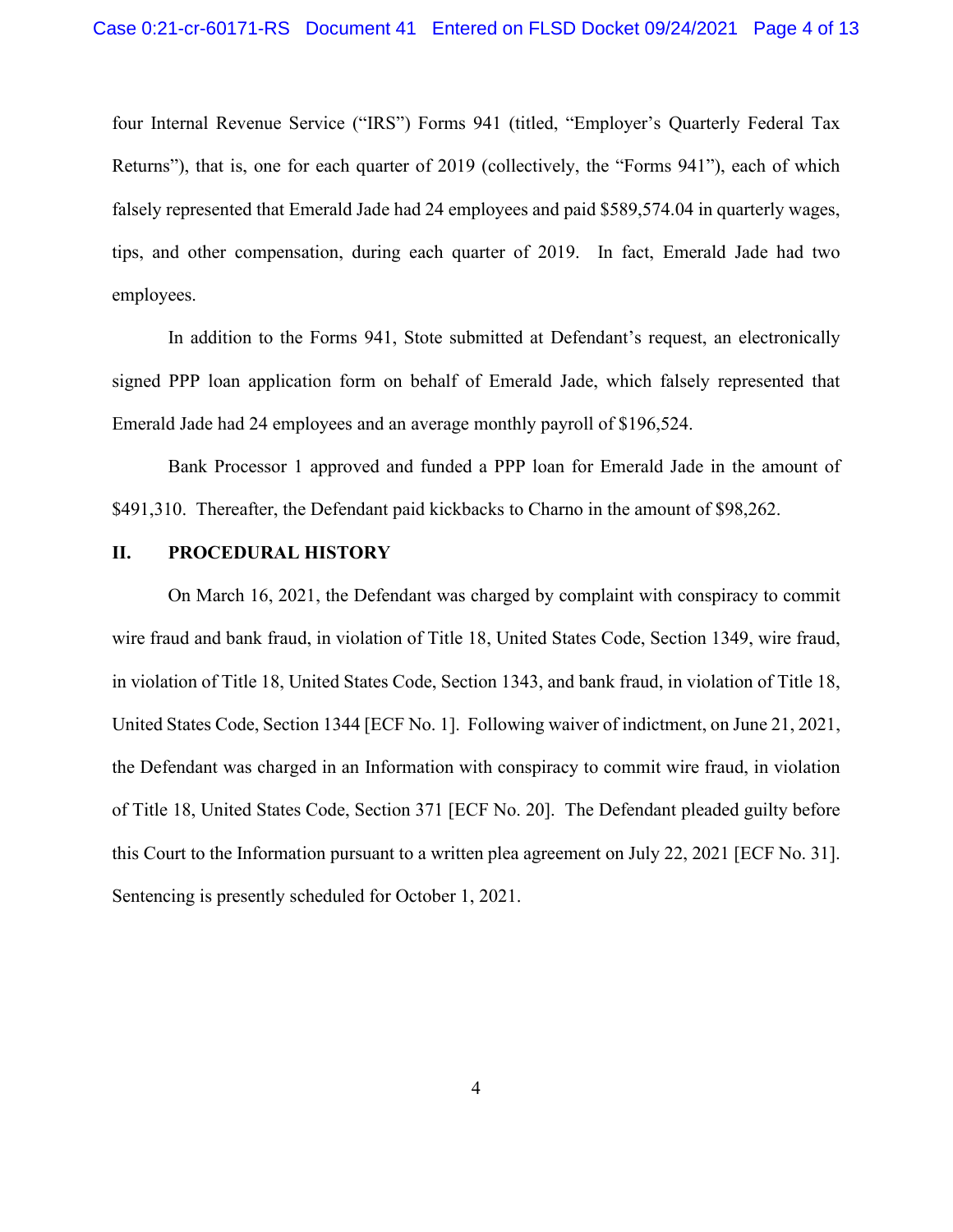four Internal Revenue Service ("IRS") Forms 941 (titled, "Employer's Quarterly Federal Tax Returns"), that is, one for each quarter of 2019 (collectively, the "Forms 941"), each of which falsely represented that Emerald Jade had 24 employees and paid $589,574.04 in quarterly wages, tips, and other compensation, during each quarter of 2019. In fact, Emerald Jade had two employees.

In addition to the Forms 941, Stote submitted at Defendant's request, an electronically signed PPP loan application form on behalf of Emerald Jade, which falsely represented that Emerald Jade had 24 employees and an average monthly payroll of $196,524.

Bank Processor 1 approved and funded a PPP loan for Emerald Jade in the amount of $491,310. Thereafter, the Defendant paid kickbacks to Charno in the amount of $98,262.

## II. PROCEDURAL HISTORY

On March 16, 2021, the Defendant was charged by complaint with conspiracy to commit wire fraud and bank fraud, in violation of Title 18, United States Code, Section 1349, wire fraud, in violation of Title 18, United States Code, Section 1343, and bank fraud, in violation of Title 18, United States Code, Section 1344 [ECF No. 1]. Following waiver of indictment, on June 21, 2021, the Defendant was charged in an Information with conspiracy to commit wire fraud, in violation of Title 18, United States Code, Section 371 [ECF No. 20]. The Defendant pleaded guilty before this Court to the Information pursuant to a written plea agreement on July 22, 2021 [ECF No. 31]. Sentencing is presently scheduled for October 1, 2021.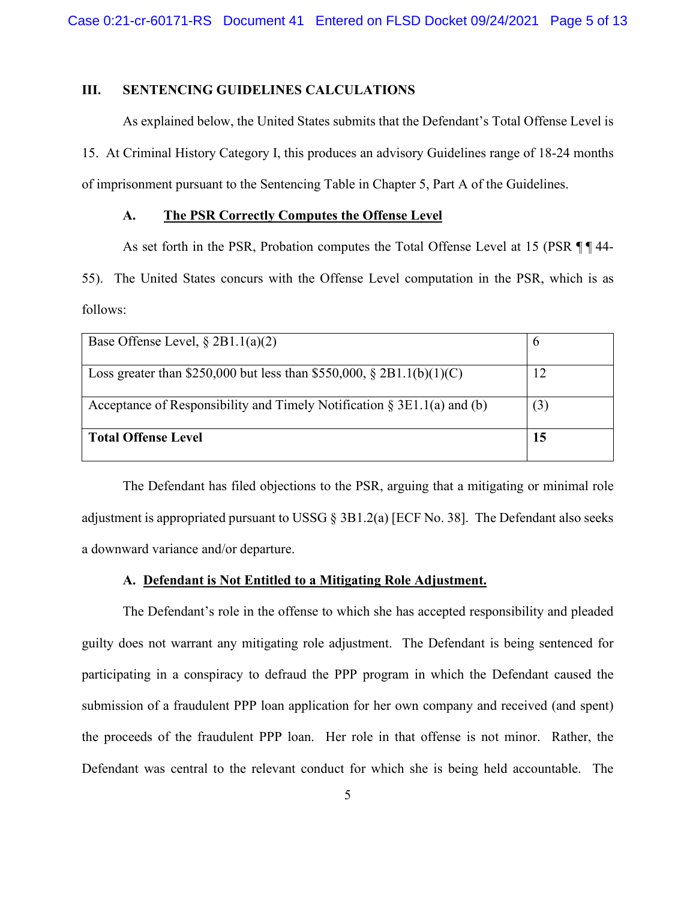## III. SENTENCING GUIDELINES CALCULATIONS

As explained below, the United States submits that the Defendant's Total Offense Level is 15. At Criminal History Category I, this produces an advisory Guidelines range of 18-24 months of imprisonment pursuant to the Sentencing Table in Chapter 5, Part A of the Guidelines.

### A. The PSR Correctly Computes the Offense Level

As set forth in the PSR, Probation computes the Total Offense Level at 15 (PSR ¶ ¶ 44-55). The United States concurs with the Offense Level computation in the PSR, which is as follows:

| Base Offense Level, § 2B1.1(a)(2) | 6 |
|---|---|
| Loss greater than $250,000 but less than $550,000, § 2B1.1(b)(1)(C) | 12 |
| Acceptance of Responsibility and Timely Notification § 3E1.1(a) and (b) | (3) |
| **Total Offense Level** | **15** |

The Defendant has filed objections to the PSR, arguing that a mitigating or minimal role adjustment is appropriated pursuant to USSG § 3B1.2(a) [ECF No. 38]. The Defendant also seeks a downward variance and/or departure.

### A. Defendant is Not Entitled to a Mitigating Role Adjustment.

The Defendant's role in the offense to which she has accepted responsibility and pleaded guilty does not warrant any mitigating role adjustment. The Defendant is being sentenced for participating in a conspiracy to defraud the PPP program in which the Defendant caused the submission of a fraudulent PPP loan application for her own company and received (and spent) the proceeds of the fraudulent PPP loan. Her role in that offense is not minor. Rather, the Defendant was central to the relevant conduct for which she is being held accountable. The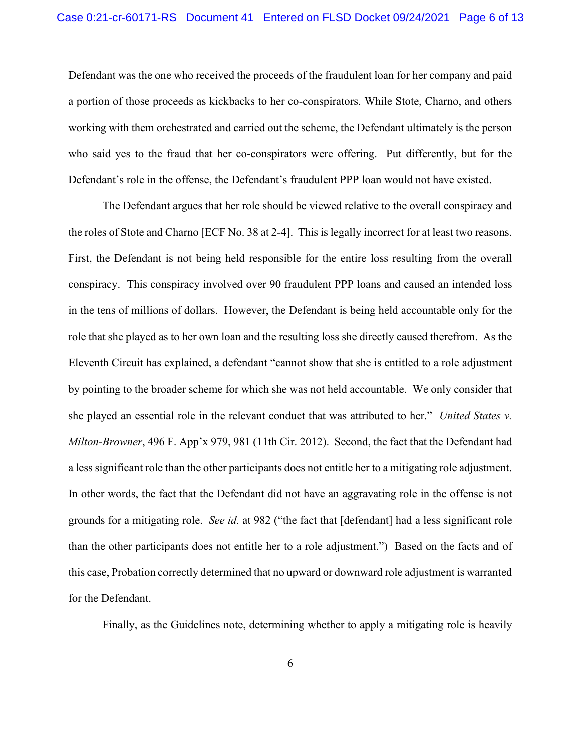Defendant was the one who received the proceeds of the fraudulent loan for her company and paid a portion of those proceeds as kickbacks to her co-conspirators. While Stote, Charno, and others working with them orchestrated and carried out the scheme, the Defendant ultimately is the person who said yes to the fraud that her co-conspirators were offering. Put differently, but for the Defendant's role in the offense, the Defendant's fraudulent PPP loan would not have existed.

The Defendant argues that her role should be viewed relative to the overall conspiracy and the roles of Stote and Charno [ECF No. 38 at 2-4]. This is legally incorrect for at least two reasons. First, the Defendant is not being held responsible for the entire loss resulting from the overall conspiracy. This conspiracy involved over 90 fraudulent PPP loans and caused an intended loss in the tens of millions of dollars. However, the Defendant is being held accountable only for the role that she played as to her own loan and the resulting loss she directly caused therefrom. As the Eleventh Circuit has explained, a defendant "cannot show that she is entitled to a role adjustment by pointing to the broader scheme for which she was not held accountable. We only consider that she played an essential role in the relevant conduct that was attributed to her." *United States v. Milton-Browner*, 496 F. App'x 979, 981 (11th Cir. 2012). Second, the fact that the Defendant had a less significant role than the other participants does not entitle her to a mitigating role adjustment. In other words, the fact that the Defendant did not have an aggravating role in the offense is not grounds for a mitigating role. *See id.* at 982 ("the fact that [defendant] had a less significant role than the other participants does not entitle her to a role adjustment.") Based on the facts and of this case, Probation correctly determined that no upward or downward role adjustment is warranted for the Defendant.

Finally, as the Guidelines note, determining whether to apply a mitigating role is heavily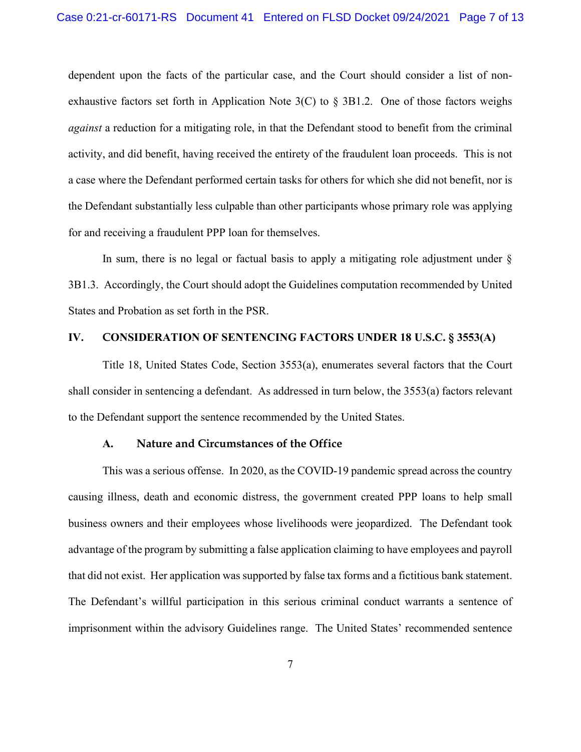dependent upon the facts of the particular case, and the Court should consider a list of non-exhaustive factors set forth in Application Note 3(C) to § 3B1.2. One of those factors weighs *against* a reduction for a mitigating role, in that the Defendant stood to benefit from the criminal activity, and did benefit, having received the entirety of the fraudulent loan proceeds. This is not a case where the Defendant performed certain tasks for others for which she did not benefit, nor is the Defendant substantially less culpable than other participants whose primary role was applying for and receiving a fraudulent PPP loan for themselves.

In sum, there is no legal or factual basis to apply a mitigating role adjustment under § 3B1.3. Accordingly, the Court should adopt the Guidelines computation recommended by United States and Probation as set forth in the PSR.

## IV. CONSIDERATION OF SENTENCING FACTORS UNDER 18 U.S.C. § 3553(A)

Title 18, United States Code, Section 3553(a), enumerates several factors that the Court shall consider in sentencing a defendant. As addressed in turn below, the 3553(a) factors relevant to the Defendant support the sentence recommended by the United States.

### A. Nature and Circumstances of the Office

This was a serious offense. In 2020, as the COVID-19 pandemic spread across the country causing illness, death and economic distress, the government created PPP loans to help small business owners and their employees whose livelihoods were jeopardized. The Defendant took advantage of the program by submitting a false application claiming to have employees and payroll that did not exist. Her application was supported by false tax forms and a fictitious bank statement. The Defendant's willful participation in this serious criminal conduct warrants a sentence of imprisonment within the advisory Guidelines range. The United States' recommended sentence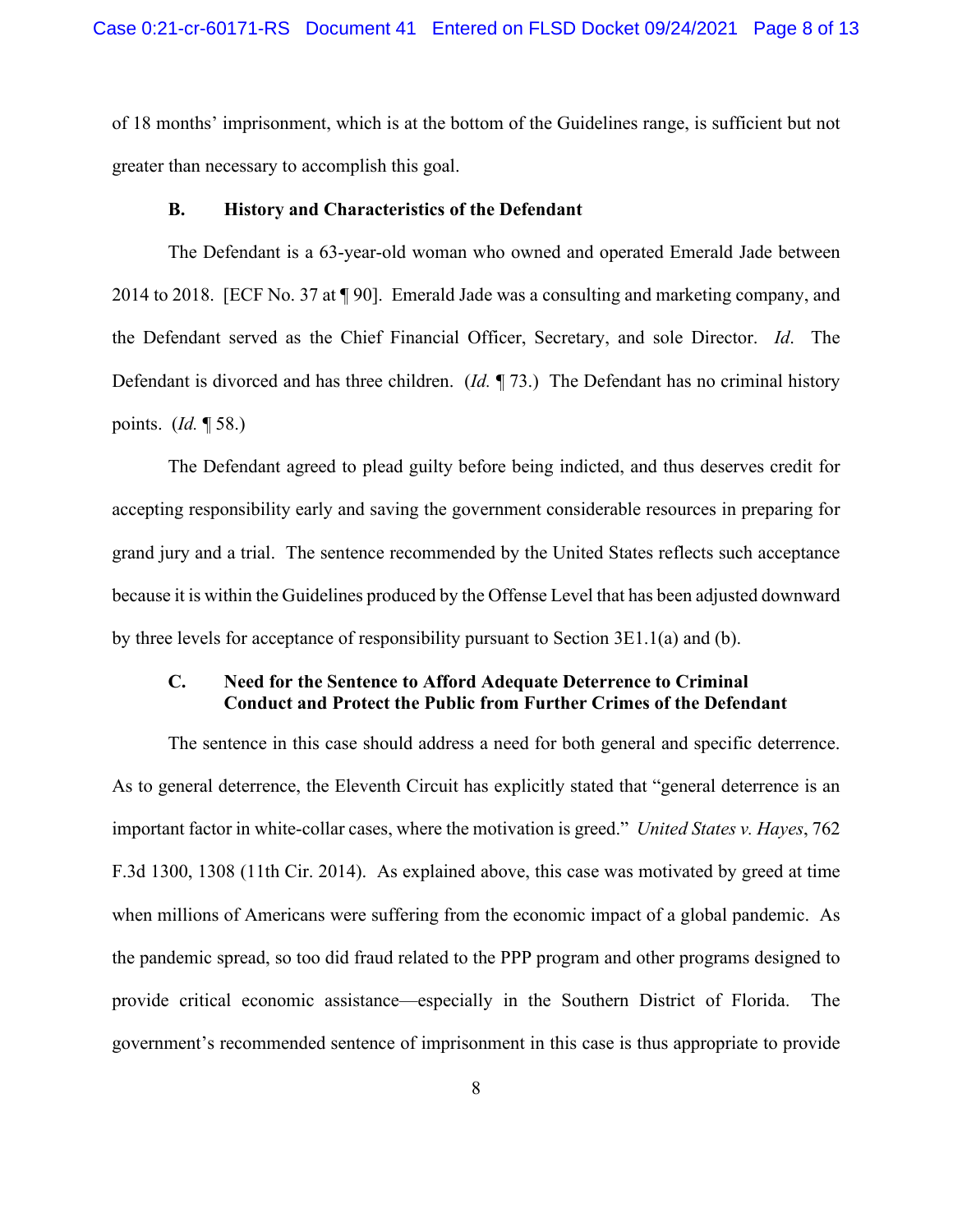of 18 months' imprisonment, which is at the bottom of the Guidelines range, is sufficient but not greater than necessary to accomplish this goal.

### B. History and Characteristics of the Defendant

The Defendant is a 63-year-old woman who owned and operated Emerald Jade between 2014 to 2018. [ECF No. 37 at ¶ 90]. Emerald Jade was a consulting and marketing company, and the Defendant served as the Chief Financial Officer, Secretary, and sole Director. *Id*. The Defendant is divorced and has three children. (*Id.* ¶ 73.) The Defendant has no criminal history points. (*Id.* ¶ 58.)

The Defendant agreed to plead guilty before being indicted, and thus deserves credit for accepting responsibility early and saving the government considerable resources in preparing for grand jury and a trial. The sentence recommended by the United States reflects such acceptance because it is within the Guidelines produced by the Offense Level that has been adjusted downward by three levels for acceptance of responsibility pursuant to Section 3E1.1(a) and (b).

### C. Need for the Sentence to Afford Adequate Deterrence to Criminal Conduct and Protect the Public from Further Crimes of the Defendant

The sentence in this case should address a need for both general and specific deterrence. As to general deterrence, the Eleventh Circuit has explicitly stated that "general deterrence is an important factor in white-collar cases, where the motivation is greed." *United States v. Hayes*, 762 F.3d 1300, 1308 (11th Cir. 2014). As explained above, this case was motivated by greed at time when millions of Americans were suffering from the economic impact of a global pandemic. As the pandemic spread, so too did fraud related to the PPP program and other programs designed to provide critical economic assistance—especially in the Southern District of Florida. The government's recommended sentence of imprisonment in this case is thus appropriate to provide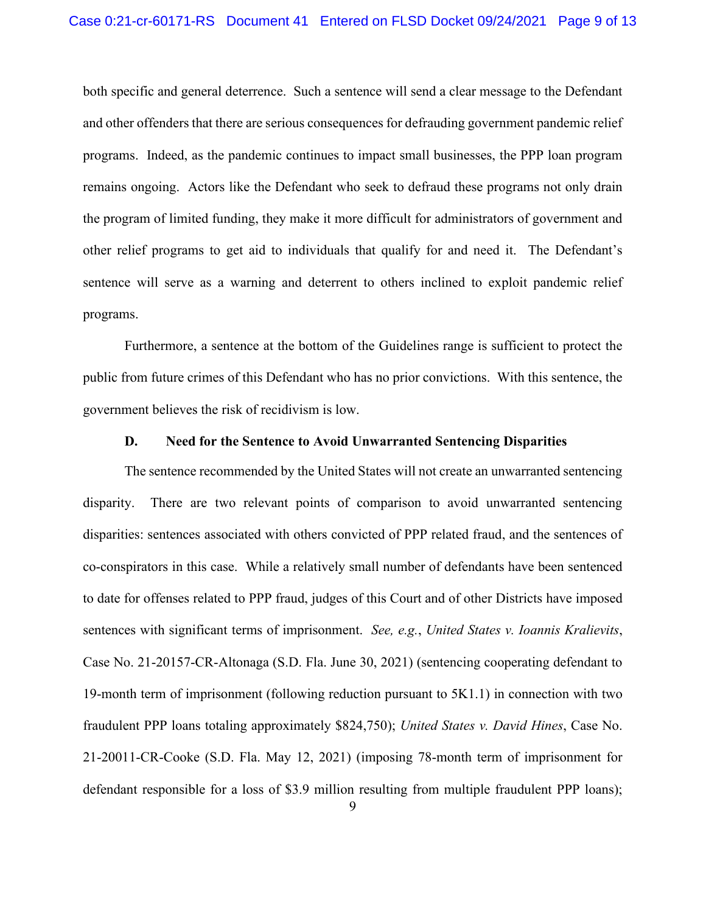both specific and general deterrence. Such a sentence will send a clear message to the Defendant and other offenders that there are serious consequences for defrauding government pandemic relief programs. Indeed, as the pandemic continues to impact small businesses, the PPP loan program remains ongoing. Actors like the Defendant who seek to defraud these programs not only drain the program of limited funding, they make it more difficult for administrators of government and other relief programs to get aid to individuals that qualify for and need it. The Defendant's sentence will serve as a warning and deterrent to others inclined to exploit pandemic relief programs.

Furthermore, a sentence at the bottom of the Guidelines range is sufficient to protect the public from future crimes of this Defendant who has no prior convictions. With this sentence, the government believes the risk of recidivism is low.

**D. Need for the Sentence to Avoid Unwarranted Sentencing Disparities**

The sentence recommended by the United States will not create an unwarranted sentencing disparity. There are two relevant points of comparison to avoid unwarranted sentencing disparities: sentences associated with others convicted of PPP related fraud, and the sentences of co-conspirators in this case. While a relatively small number of defendants have been sentenced to date for offenses related to PPP fraud, judges of this Court and of other Districts have imposed sentences with significant terms of imprisonment. *See, e.g.*, *United States v. Ioannis Kralievits*, Case No. 21-20157-CR-Altonaga (S.D. Fla. June 30, 2021) (sentencing cooperating defendant to 19-month term of imprisonment (following reduction pursuant to 5K1.1) in connection with two fraudulent PPP loans totaling approximately $824,750); *United States v. David Hines*, Case No. 21-20011-CR-Cooke (S.D. Fla. May 12, 2021) (imposing 78-month term of imprisonment for defendant responsible for a loss of $3.9 million resulting from multiple fraudulent PPP loans);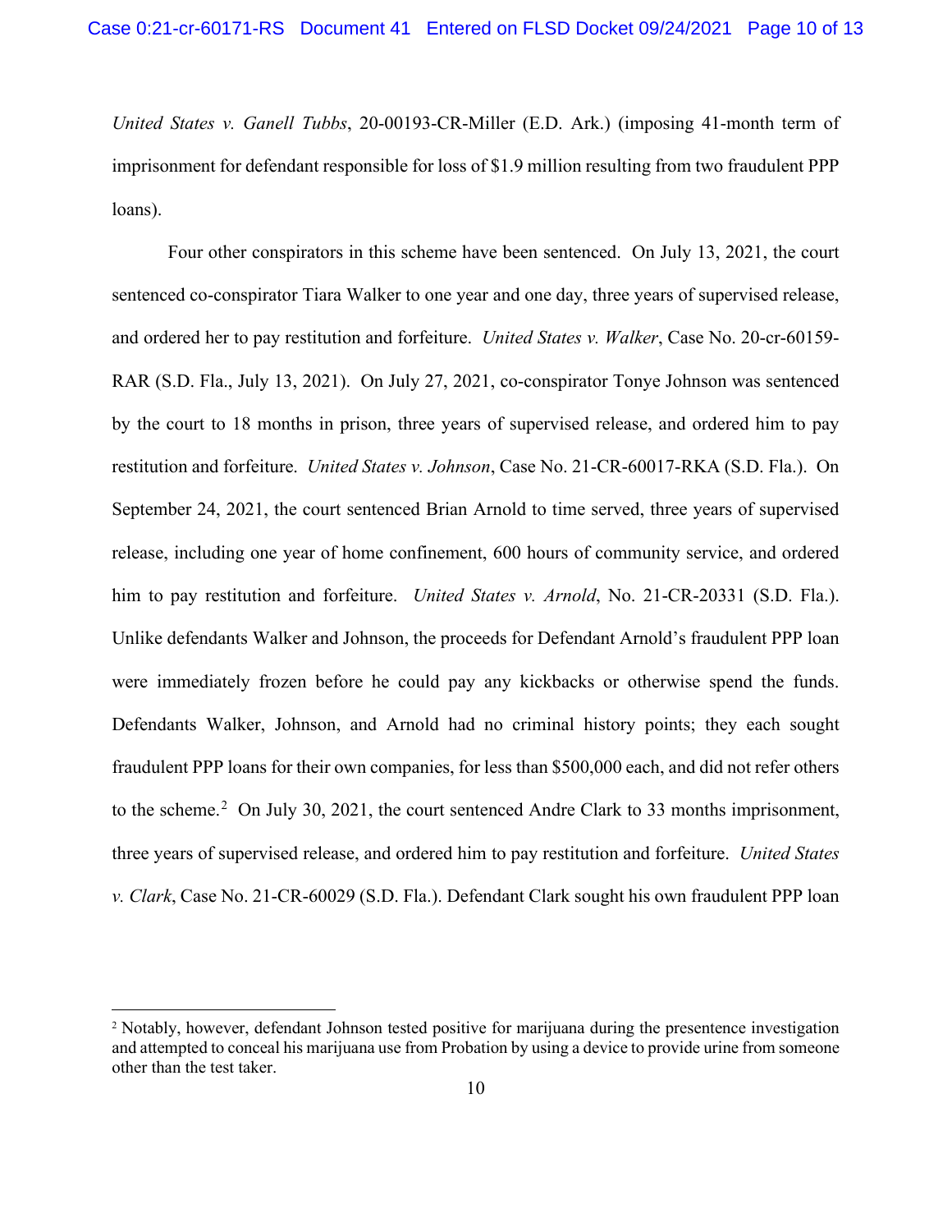*United States v. Ganell Tubbs*, 20-00193-CR-Miller (E.D. Ark.) (imposing 41-month term of imprisonment for defendant responsible for loss of $1.9 million resulting from two fraudulent PPP loans).

Four other conspirators in this scheme have been sentenced. On July 13, 2021, the court sentenced co-conspirator Tiara Walker to one year and one day, three years of supervised release, and ordered her to pay restitution and forfeiture. *United States v. Walker*, Case No. 20-cr-60159-RAR (S.D. Fla., July 13, 2021). On July 27, 2021, co-conspirator Tonye Johnson was sentenced by the court to 18 months in prison, three years of supervised release, and ordered him to pay restitution and forfeiture. *United States v. Johnson*, Case No. 21-CR-60017-RKA (S.D. Fla.). On September 24, 2021, the court sentenced Brian Arnold to time served, three years of supervised release, including one year of home confinement, 600 hours of community service, and ordered him to pay restitution and forfeiture. *United States v. Arnold*, No. 21-CR-20331 (S.D. Fla.). Unlike defendants Walker and Johnson, the proceeds for Defendant Arnold's fraudulent PPP loan were immediately frozen before he could pay any kickbacks or otherwise spend the funds. Defendants Walker, Johnson, and Arnold had no criminal history points; they each sought fraudulent PPP loans for their own companies, for less than $500,000 each, and did not refer others to the scheme.[2] On July 30, 2021, the court sentenced Andre Clark to 33 months imprisonment, three years of supervised release, and ordered him to pay restitution and forfeiture. *United States v. Clark*, Case No. 21-CR-60029 (S.D. Fla.). Defendant Clark sought his own fraudulent PPP loan

---

[2] Notably, however, defendant Johnson tested positive for marijuana during the presentence investigation and attempted to conceal his marijuana use from Probation by using a device to provide urine from someone other than the test taker.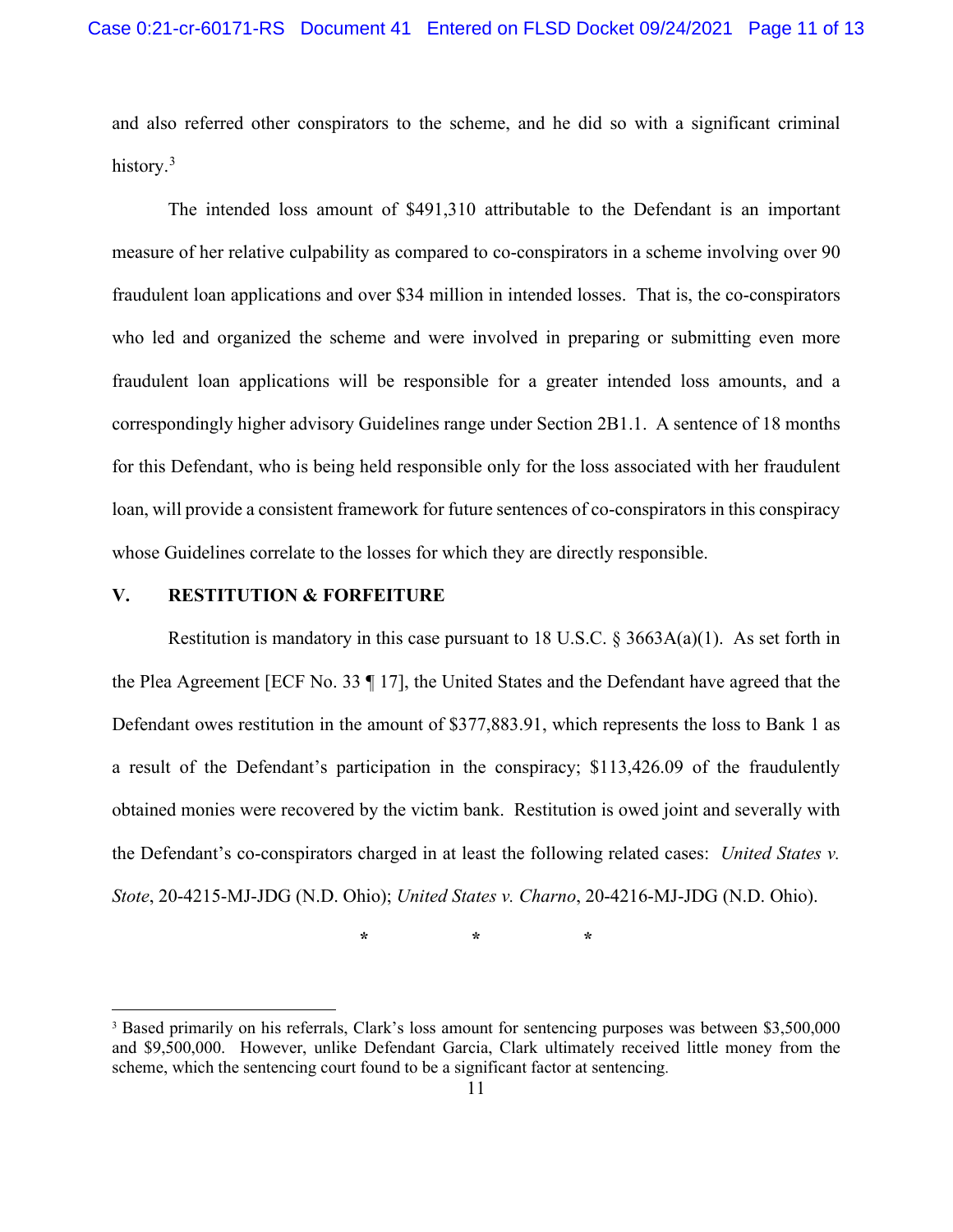and also referred other conspirators to the scheme, and he did so with a significant criminal history.[3]

The intended loss amount of $491,310 attributable to the Defendant is an important measure of her relative culpability as compared to co-conspirators in a scheme involving over 90 fraudulent loan applications and over $34 million in intended losses. That is, the co-conspirators who led and organized the scheme and were involved in preparing or submitting even more fraudulent loan applications will be responsible for a greater intended loss amounts, and a correspondingly higher advisory Guidelines range under Section 2B1.1. A sentence of 18 months for this Defendant, who is being held responsible only for the loss associated with her fraudulent loan, will provide a consistent framework for future sentences of co-conspirators in this conspiracy whose Guidelines correlate to the losses for which they are directly responsible.

## V. RESTITUTION & FORFEITURE

Restitution is mandatory in this case pursuant to 18 U.S.C. § 3663A(a)(1). As set forth in the Plea Agreement [ECF No. 33 ¶ 17], the United States and the Defendant have agreed that the Defendant owes restitution in the amount of $377,883.91, which represents the loss to Bank 1 as a result of the Defendant's participation in the conspiracy; $113,426.09 of the fraudulently obtained monies were recovered by the victim bank. Restitution is owed joint and severally with the Defendant's co-conspirators charged in at least the following related cases: *United States v. Stote*, 20-4215-MJ-JDG (N.D. Ohio); *United States v. Charno*, 20-4216-MJ-JDG (N.D. Ohio).

\* \* \*

[3] Based primarily on his referrals, Clark's loss amount for sentencing purposes was between $3,500,000 and $9,500,000. However, unlike Defendant Garcia, Clark ultimately received little money from the scheme, which the sentencing court found to be a significant factor at sentencing.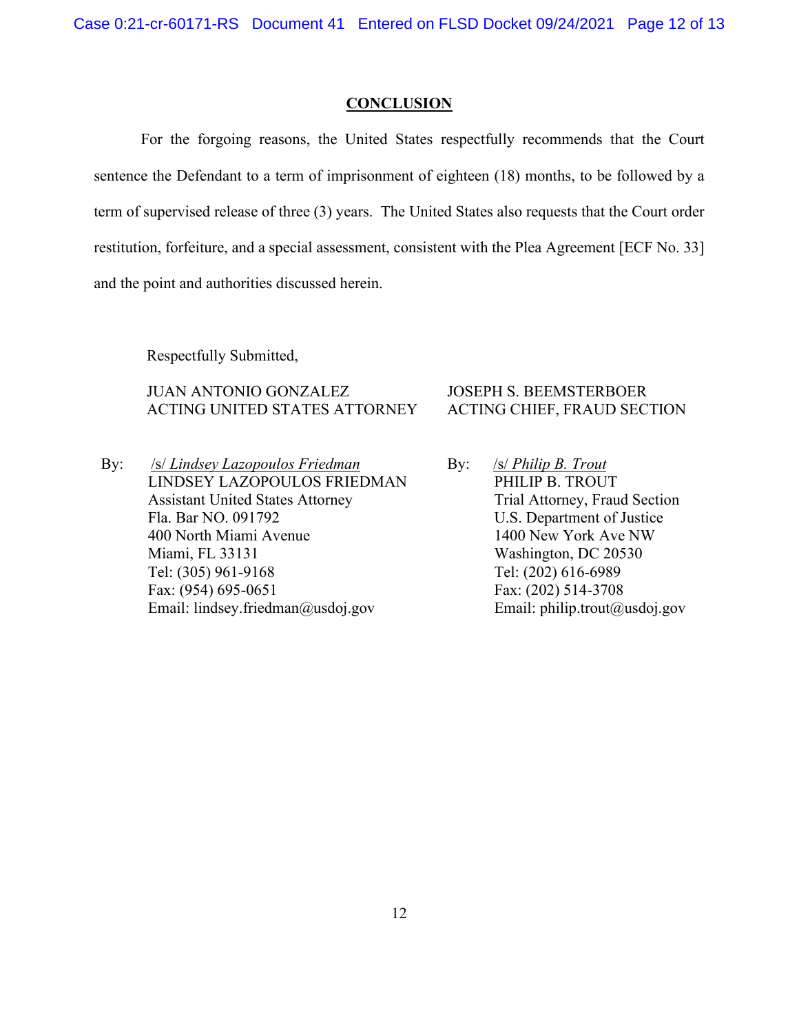## CONCLUSION

For the forgoing reasons, the United States respectfully recommends that the Court sentence the Defendant to a term of imprisonment of eighteen (18) months, to be followed by a term of supervised release of three (3) years. The United States also requests that the Court order restitution, forfeiture, and a special assessment, consistent with the Plea Agreement [ECF No. 33] and the point and authorities discussed herein.

Respectfully Submitted,

JUAN ANTONIO GONZALEZ
ACTING UNITED STATES ATTORNEY

By: /s/ *Lindsey Lazopoulos Friedman*
LINDSEY LAZOPOULOS FRIEDMAN
Assistant United States Attorney
Fla. Bar NO. 091792
400 North Miami Avenue
Miami, FL 33131
Tel: (305) 961-9168
Fax: (954) 695-0651
Email: lindsey.friedman@usdoj.gov

JOSEPH S. BEEMSTERBOER
ACTING CHIEF, FRAUD SECTION

By: /s/ *Philip B. Trout*
PHILIP B. TROUT
Trial Attorney, Fraud Section
U.S. Department of Justice
1400 New York Ave NW
Washington, DC 20530
Tel: (202) 616-6989
Fax: (202) 514-3708
Email: philip.trout@usdoj.gov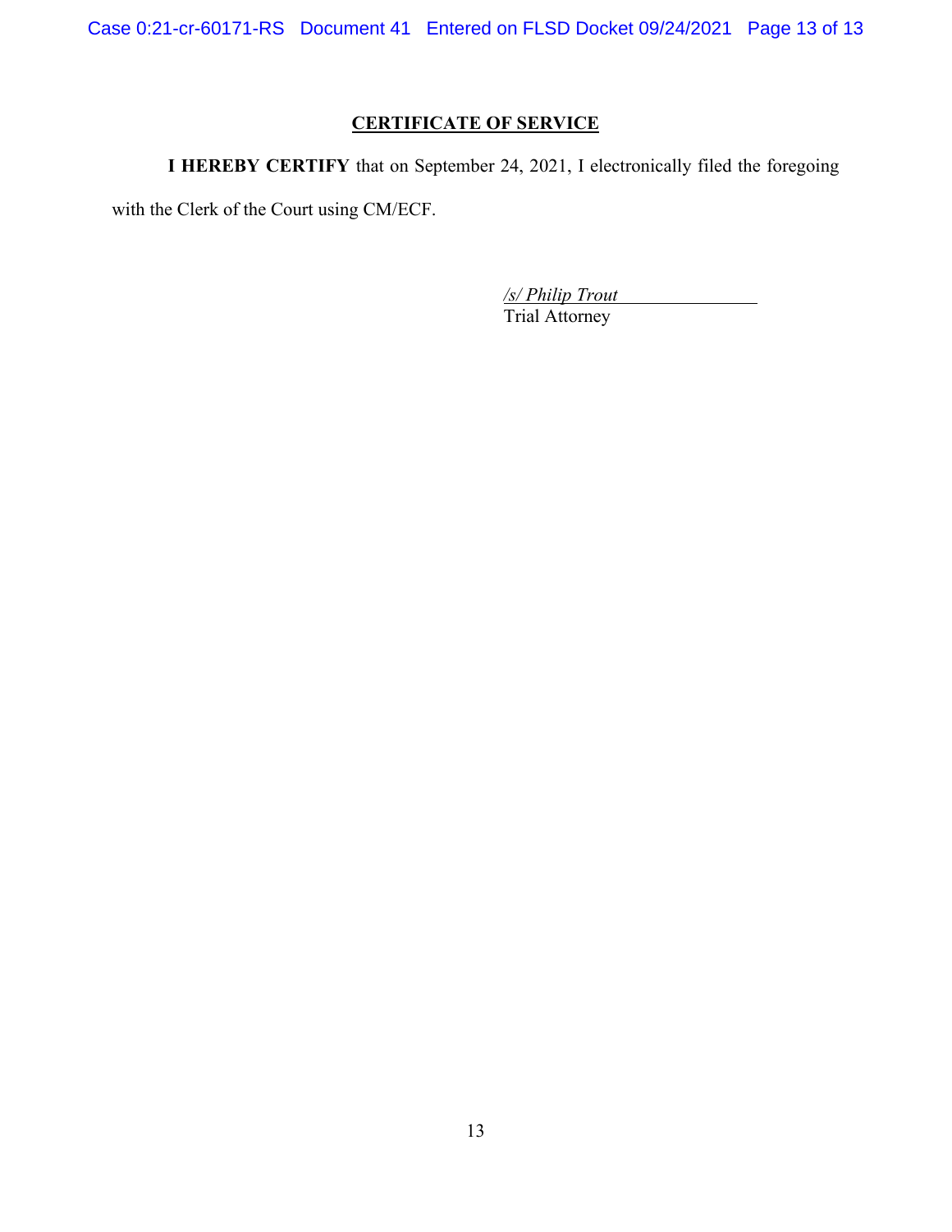## CERTIFICATE OF SERVICE

**I HEREBY CERTIFY** that on September 24, 2021, I electronically filed the foregoing with the Clerk of the Court using CM/ECF.

*/s/ Philip Trout*
Trial Attorney